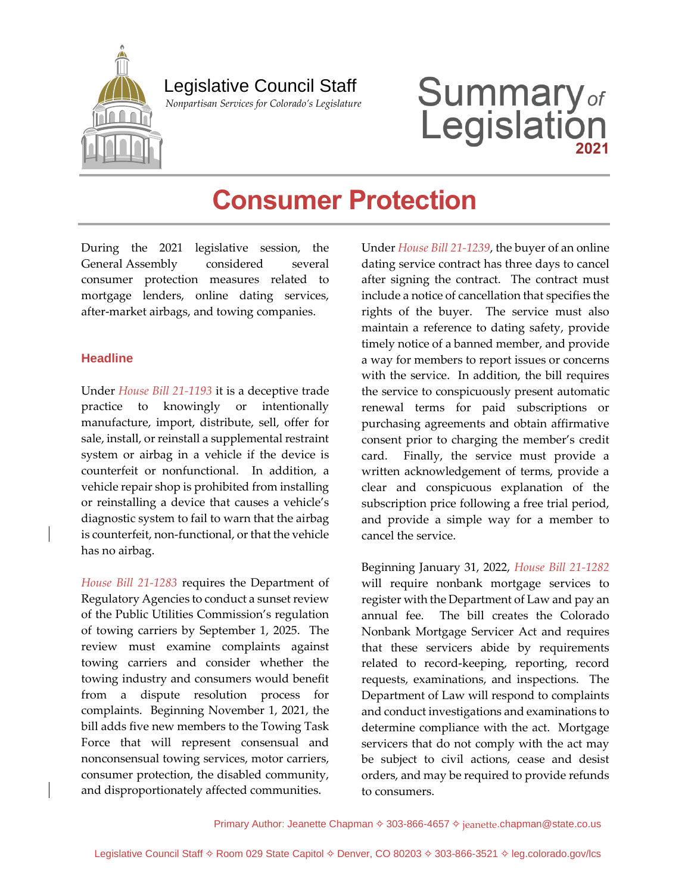Legislative Council Staff

*Nonpartisan Services for Colorado's Legislature*

Summary *of* Legislation **2021**

# Consumer Protection

During the 2021 legislative session, the General Assembly considered several consumer protection measures related to mortgage lenders, online dating services, after-market airbags, and towing companies.

## Headline

Under *House Bill 21-1193* it is a deceptive trade practice to knowingly or intentionally manufacture, import, distribute, sell, offer for sale, install, or reinstall a supplemental restraint system or airbag in a vehicle if the device is counterfeit or nonfunctional. In addition, a vehicle repair shop is prohibited from installing or reinstalling a device that causes a vehicle's diagnostic system to fail to warn that the airbag is counterfeit, non-functional, or that the vehicle has no airbag.

*House Bill 21-1283* requires the Department of Regulatory Agencies to conduct a sunset review of the Public Utilities Commission's regulation of towing carriers by September 1, 2025. The review must examine complaints against towing carriers and consider whether the towing industry and consumers would benefit from a dispute resolution process for complaints. Beginning November 1, 2021, the bill adds five new members to the Towing Task Force that will represent consensual and nonconsensual towing services, motor carriers, consumer protection, the disabled community, and disproportionately affected communities.

Under *House Bill 21-1239*, the buyer of an online dating service contract has three days to cancel after signing the contract. The contract must include a notice of cancellation that specifies the rights of the buyer. The service must also maintain a reference to dating safety, provide timely notice of a banned member, and provide a way for members to report issues or concerns with the service. In addition, the bill requires the service to conspicuously present automatic renewal terms for paid subscriptions or purchasing agreements and obtain affirmative consent prior to charging the member's credit card. Finally, the service must provide a written acknowledgement of terms, provide a clear and conspicuous explanation of the subscription price following a free trial period, and provide a simple way for a member to cancel the service.

Beginning January 31, 2022, *House Bill 21-1282* will require nonbank mortgage services to register with the Department of Law and pay an annual fee. The bill creates the Colorado Nonbank Mortgage Servicer Act and requires that these servicers abide by requirements related to record-keeping, reporting, record requests, examinations, and inspections. The Department of Law will respond to complaints and conduct investigations and examinations to determine compliance with the act. Mortgage servicers that do not comply with the act may be subject to civil actions, cease and desist orders, and may be required to provide refunds to consumers.

Primary Author: Jeanette Chapman ✧ 303-866-4657 ✧ jeanette.chapman@state.co.us

Legislative Council Staff ✧ Room 029 State Capitol ✧ Denver, CO 80203 ✧ 303-866-3521 ✧ leg.colorado.gov/lcs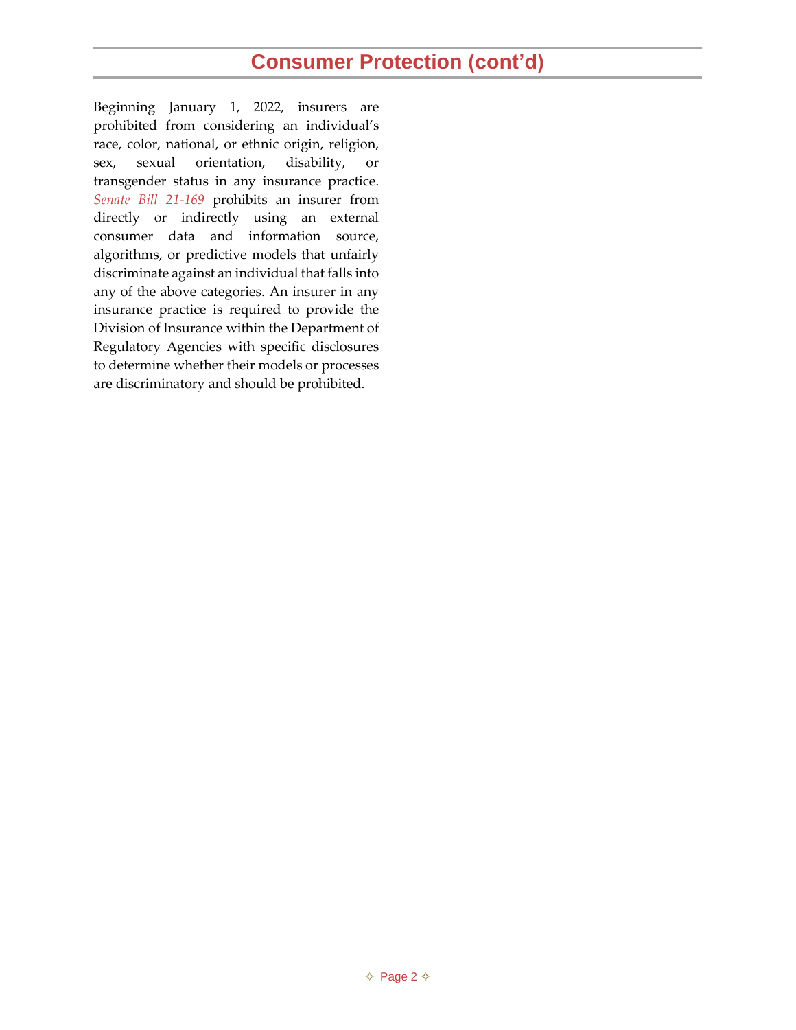# Consumer Protection (cont'd)

Beginning January 1, 2022, insurers are prohibited from considering an individual's race, color, national, or ethnic origin, religion, sex, sexual orientation, disability, or transgender status in any insurance practice. *Senate Bill 21-169* prohibits an insurer from directly or indirectly using an external consumer data and information source, algorithms, or predictive models that unfairly discriminate against an individual that falls into any of the above categories. An insurer in any insurance practice is required to provide the Division of Insurance within the Department of Regulatory Agencies with specific disclosures to determine whether their models or processes are discriminatory and should be prohibited.